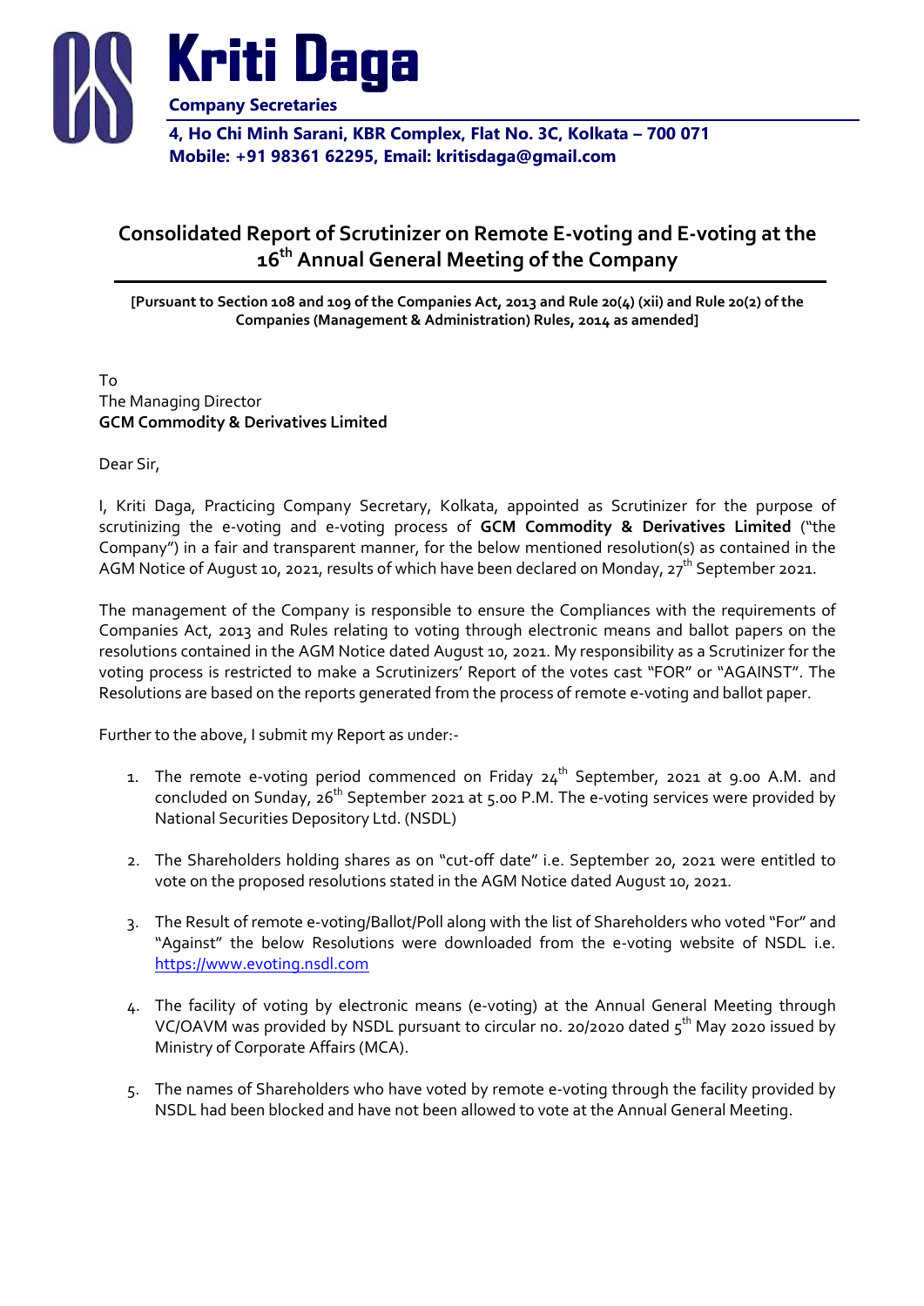**Kriti Daga**

**Company Secretaries**

**4, Ho Chi Minh Sarani, KBR Complex, Flat No. 3C, Kolkata – 700 071**
**Mobile: +91 98361 62295, Email: kritisdaga@gmail.com**

# Consolidated Report of Scrutinizer on Remote E-voting and E-voting at the 16th Annual General Meeting of the Company

**[Pursuant to Section 108 and 109 of the Companies Act, 2013 and Rule 20(4) (xii) and Rule 20(2) of the Companies (Management & Administration) Rules, 2014 as amended]**

To
The Managing Director
**GCM Commodity & Derivatives Limited**

Dear Sir,

I, Kriti Daga, Practicing Company Secretary, Kolkata, appointed as Scrutinizer for the purpose of scrutinizing the e-voting and e-voting process of **GCM Commodity & Derivatives Limited** ("the Company") in a fair and transparent manner, for the below mentioned resolution(s) as contained in the AGM Notice of August 10, 2021, results of which have been declared on Monday, 27th September 2021.

The management of the Company is responsible to ensure the Compliances with the requirements of Companies Act, 2013 and Rules relating to voting through electronic means and ballot papers on the resolutions contained in the AGM Notice dated August 10, 2021. My responsibility as a Scrutinizer for the voting process is restricted to make a Scrutinizers' Report of the votes cast "FOR" or "AGAINST". The Resolutions are based on the reports generated from the process of remote e-voting and ballot paper.

Further to the above, I submit my Report as under:-

1. The remote e-voting period commenced on Friday 24th September, 2021 at 9.00 A.M. and concluded on Sunday, 26th September 2021 at 5.00 P.M. The e-voting services were provided by National Securities Depository Ltd. (NSDL)

2. The Shareholders holding shares as on "cut-off date" i.e. September 20, 2021 were entitled to vote on the proposed resolutions stated in the AGM Notice dated August 10, 2021.

3. The Result of remote e-voting/Ballot/Poll along with the list of Shareholders who voted "For" and "Against" the below Resolutions were downloaded from the e-voting website of NSDL i.e. https://www.evoting.nsdl.com

4. The facility of voting by electronic means (e-voting) at the Annual General Meeting through VC/OAVM was provided by NSDL pursuant to circular no. 20/2020 dated 5th May 2020 issued by Ministry of Corporate Affairs (MCA).

5. The names of Shareholders who have voted by remote e-voting through the facility provided by NSDL had been blocked and have not been allowed to vote at the Annual General Meeting.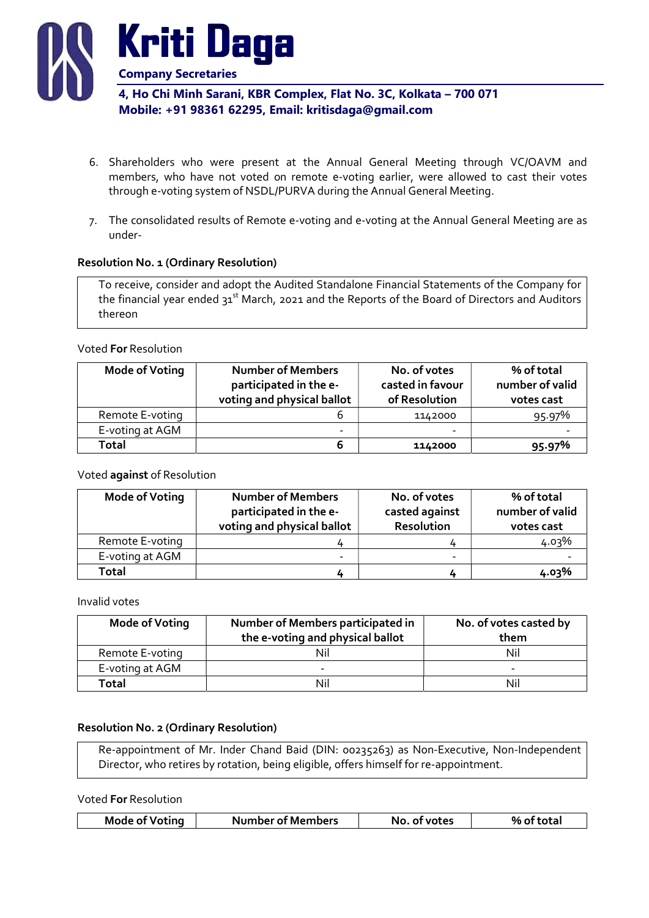# Kriti Daga

**Company Secretaries**

**4, Ho Chi Minh Sarani, KBR Complex, Flat No. 3C, Kolkata – 700 071**
**Mobile: +91 98361 62295, Email: kritisdaga@gmail.com**

6. Shareholders who were present at the Annual General Meeting through VC/OAVM and members, who have not voted on remote e-voting earlier, were allowed to cast their votes through e-voting system of NSDL/PURVA during the Annual General Meeting.

7. The consolidated results of Remote e-voting and e-voting at the Annual General Meeting are as under-

**Resolution No. 1 (Ordinary Resolution)**

| To receive, consider and adopt the Audited Standalone Financial Statements of the Company for the financial year ended 31st March, 2021 and the Reports of the Board of Directors and Auditors thereon |
|---|

Voted **For** Resolution

| Mode of Voting | Number of Members participated in the e-voting and physical ballot | No. of votes casted in favour of Resolution | % of total number of valid votes cast |
|---|---|---|---|
| Remote E-voting | 6 | 1142000 | 95.97% |
| E-voting at AGM | - | - | - |
| **Total** | **6** | **1142000** | **95.97%** |

Voted **against** of Resolution

| Mode of Voting | Number of Members participated in the e-voting and physical ballot | No. of votes casted against Resolution | % of total number of valid votes cast |
|---|---|---|---|
| Remote E-voting | 4 | 4 | 4.03% |
| E-voting at AGM | - | - | - |
| **Total** | **4** | **4** | **4.03%** |

Invalid votes

| Mode of Voting | Number of Members participated in the e-voting and physical ballot | No. of votes casted by them |
|---|---|---|
| Remote E-voting | Nil | Nil |
| E-voting at AGM | - | - |
| **Total** | Nil | Nil |

**Resolution No. 2 (Ordinary Resolution)**

| Re-appointment of Mr. Inder Chand Baid (DIN: 00235263) as Non-Executive, Non-Independent Director, who retires by rotation, being eligible, offers himself for re-appointment. |
|---|

Voted **For** Resolution

| Mode of Voting | Number of Members | No. of votes | % of total |
|---|---|---|---|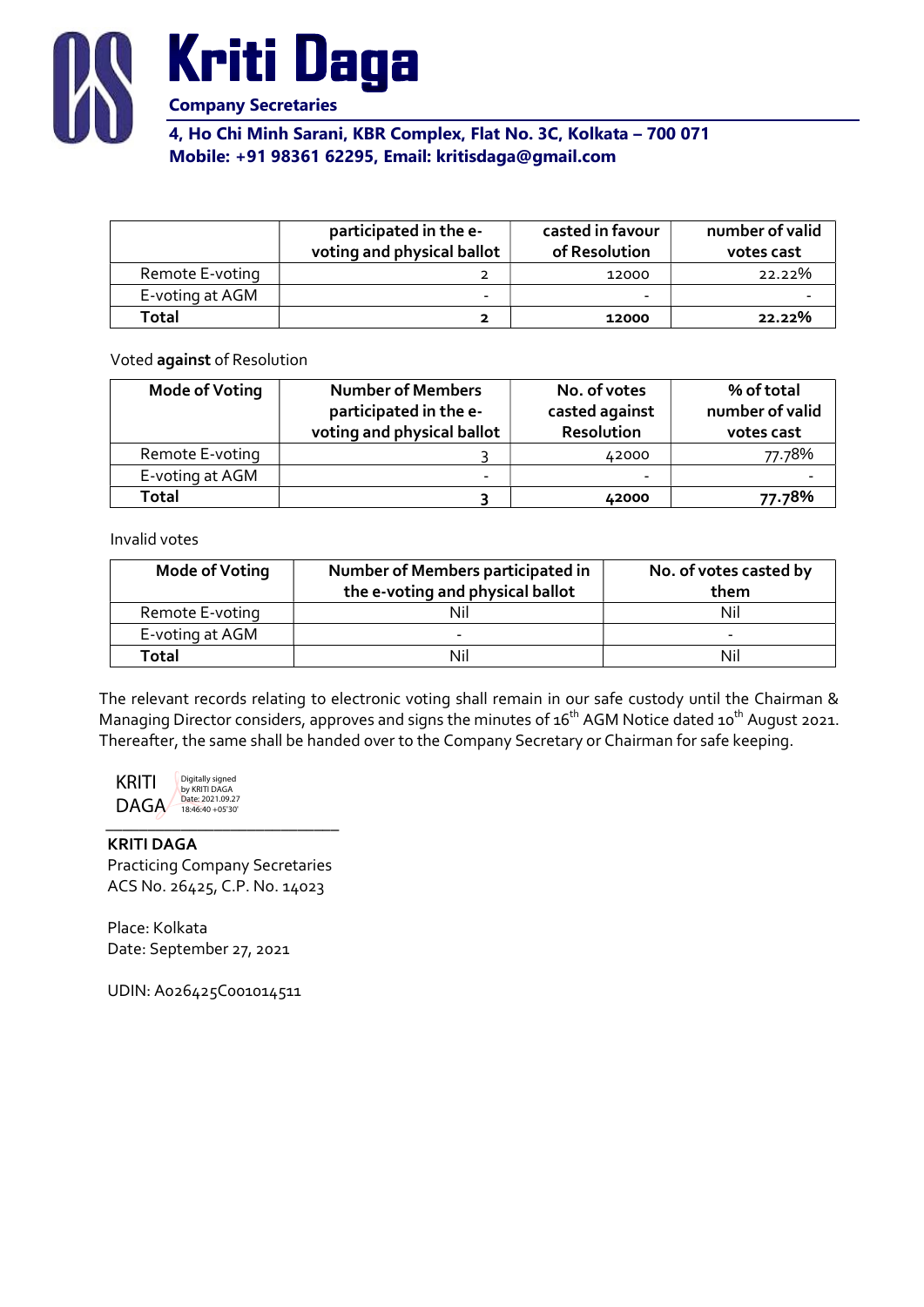# Kriti Daga

**Company Secretaries**

**4, Ho Chi Minh Sarani, KBR Complex, Flat No. 3C, Kolkata – 700 071**
**Mobile: +91 98361 62295, Email: kritisdaga@gmail.com**

| | participated in the e-voting and physical ballot | casted in favour of Resolution | number of valid votes cast |
|---|---|---|---|
| Remote E-voting | 2 | 12000 | 22.22% |
| E-voting at AGM | - | - | - |
| **Total** | **2** | **12000** | **22.22%** |

Voted **against** of Resolution

| Mode of Voting | Number of Members participated in the e-voting and physical ballot | No. of votes casted against Resolution | % of total number of valid votes cast |
|---|---|---|---|
| Remote E-voting | 3 | 42000 | 77.78% |
| E-voting at AGM | - | - | - |
| **Total** | **3** | **42000** | **77.78%** |

Invalid votes

| Mode of Voting | Number of Members participated in the e-voting and physical ballot | No. of votes casted by them |
|---|---|---|
| Remote E-voting | Nil | Nil |
| E-voting at AGM | - | - |
| **Total** | Nil | Nil |

The relevant records relating to electronic voting shall remain in our safe custody until the Chairman & Managing Director considers, approves and signs the minutes of 16th AGM Notice dated 10th August 2021. Thereafter, the same shall be handed over to the Company Secretary or Chairman for safe keeping.

KRITI DAGA
Digitally signed by KRITI DAGA
Date: 2021.09.27 18:46:40 +05'30'

**KRITI DAGA**
Practicing Company Secretaries
ACS No. 26425, C.P. No. 14023

Place: Kolkata
Date: September 27, 2021

UDIN: A026425C001014511